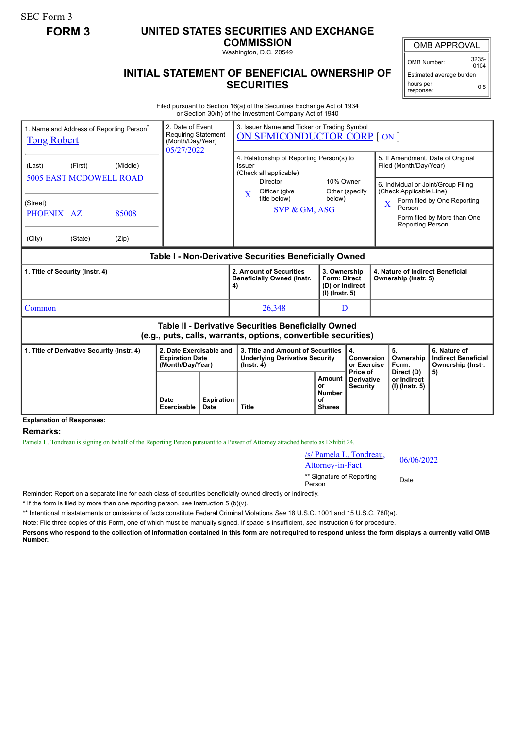SEC Form 3

**FORM 3**

# UNITED STATES SECURITIES AND EXCHANGE COMMISSION

Washington, D.C. 20549

## INITIAL STATEMENT OF BENEFICIAL OWNERSHIP OF SECURITIES

| OMB APPROVAL | |
|---|---|
| OMB Number: | 3235-0104 |
| Estimated average burden hours per response: | 0.5 |

Filed pursuant to Section 16(a) of the Securities Exchange Act of 1934 or Section 30(h) of the Investment Company Act of 1940

| 1. Name and Address of Reporting Person* | 2. Date of Event Requiring Statement (Month/Day/Year) | 3. Issuer Name **and** Ticker or Trading Symbol |
|---|---|---|
| Tong Robert | 05/27/2022 | ON SEMICONDUCTOR CORP [ ON ] |
| (Last) (First) (Middle) 5005 EAST MCDOWELL ROAD | | 4. Relationship of Reporting Person(s) to Issuer (Check all applicable): Director; 10% Owner; X Officer (give title below); Other (specify below) — SVP & GM, ASG |
| (Street) PHOENIX AZ 85008 | | 5. If Amendment, Date of Original Filed (Month/Day/Year) |
| (City) (State) (Zip) | | 6. Individual or Joint/Group Filing (Check Applicable Line): X Form filed by One Reporting Person; Form filed by More than One Reporting Person |

**Table I - Non-Derivative Securities Beneficially Owned**

| 1. Title of Security (Instr. 4) | 2. Amount of Securities Beneficially Owned (Instr. 4) | 3. Ownership Form: Direct (D) or Indirect (I) (Instr. 5) | 4. Nature of Indirect Beneficial Ownership (Instr. 5) |
|---|---|---|---|
| Common | 26,348 | D | |

**Table II - Derivative Securities Beneficially Owned (e.g., puts, calls, warrants, options, convertible securities)**

| 1. Title of Derivative Security (Instr. 4) | 2. Date Exercisable and Expiration Date (Month/Day/Year) | | 3. Title and Amount of Securities Underlying Derivative Security (Instr. 4) | | 4. Conversion or Exercise Price of Derivative Security | 5. Ownership Form: Direct (D) or Indirect (I) (Instr. 5) | 6. Nature of Indirect Beneficial Ownership (Instr. 5) |
|---|---|---|---|---|---|---|---|
| | Date Exercisable | Expiration Date | Title | Amount or Number of Shares | | | |

**Explanation of Responses:**

## Remarks:

Pamela L. Tondreau is signing on behalf of the Reporting Person pursuant to a Power of Attorney attached hereto as Exhibit 24.

| /s/ Pamela L. Tondreau, Attorney-in-Fact | 06/06/2022 |
|---|---|
| ** Signature of Reporting Person | Date |

Reminder: Report on a separate line for each class of securities beneficially owned directly or indirectly.

\* If the form is filed by more than one reporting person, *see* Instruction 5 (b)(v).

** Intentional misstatements or omissions of facts constitute Federal Criminal Violations *See* 18 U.S.C. 1001 and 15 U.S.C. 78ff(a).

Note: File three copies of this Form, one of which must be manually signed. If space is insufficient, *see* Instruction 6 for procedure.

**Persons who respond to the collection of information contained in this form are not required to respond unless the form displays a currently valid OMB Number.**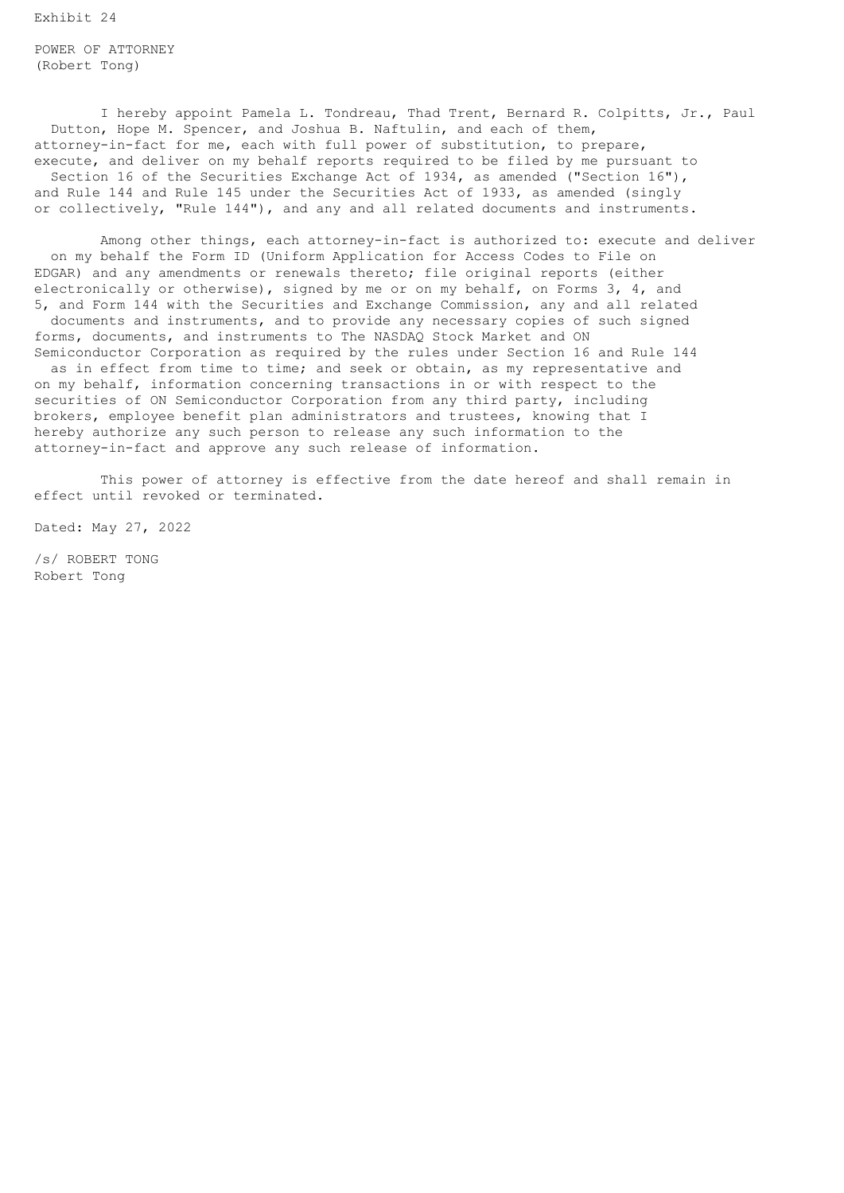Exhibit 24

POWER OF ATTORNEY
(Robert Tong)

I hereby appoint Pamela L. Tondreau, Thad Trent, Bernard R. Colpitts, Jr., Paul Dutton, Hope M. Spencer, and Joshua B. Naftulin, and each of them, attorney-in-fact for me, each with full power of substitution, to prepare, execute, and deliver on my behalf reports required to be filed by me pursuant to Section 16 of the Securities Exchange Act of 1934, as amended ("Section 16"), and Rule 144 and Rule 145 under the Securities Act of 1933, as amended (singly or collectively, "Rule 144"), and any and all related documents and instruments.

Among other things, each attorney-in-fact is authorized to: execute and deliver on my behalf the Form ID (Uniform Application for Access Codes to File on EDGAR) and any amendments or renewals thereto; file original reports (either electronically or otherwise), signed by me or on my behalf, on Forms 3, 4, and 5, and Form 144 with the Securities and Exchange Commission, any and all related documents and instruments, and to provide any necessary copies of such signed forms, documents, and instruments to The NASDAQ Stock Market and ON Semiconductor Corporation as required by the rules under Section 16 and Rule 144 as in effect from time to time; and seek or obtain, as my representative and on my behalf, information concerning transactions in or with respect to the securities of ON Semiconductor Corporation from any third party, including brokers, employee benefit plan administrators and trustees, knowing that I hereby authorize any such person to release any such information to the attorney-in-fact and approve any such release of information.

This power of attorney is effective from the date hereof and shall remain in effect until revoked or terminated.

Dated: May 27, 2022

/s/ ROBERT TONG
Robert Tong